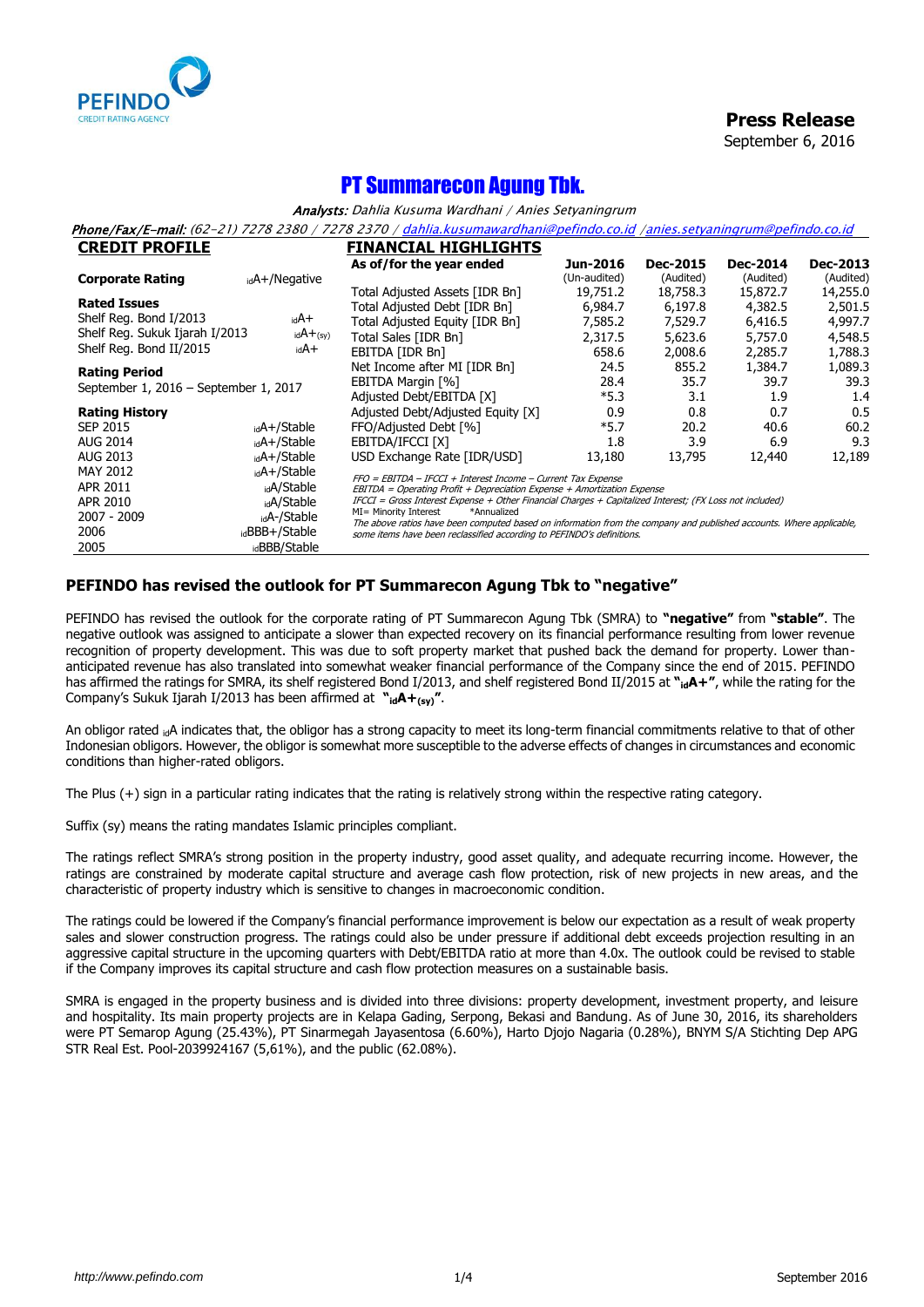PEFINDO
CREDIT RATING AGENCY

**Press Release**
September 6, 2016

# PT Summarecon Agung Tbk.

***Analysts:*** *Dahlia Kusuma Wardhani / Anies Setyaningrum*

***Phone/Fax/E-mail:*** *(62-21) 7278 2380 / 7278 2370 / dahlia.kusumawardhani@pefindo.co.id /anies.setyaningrum@pefindo.co.id*

## CREDIT PROFILE

| | |
|---|---|
| **Corporate Rating** | $_{id}$A+/Negative |
| **Rated Issues** | |
| Shelf Reg. Bond I/2013 | $_{id}$A+ |
| Shelf Reg. Sukuk Ijarah I/2013 | $_{id}$A+$_{(sy)}$ |
| Shelf Reg. Bond II/2015 | $_{id}$A+ |

**Rating Period**
September 1, 2016 – September 1, 2017

| **Rating History** | |
|---|---|
| SEP 2015 | $_{id}$A+/Stable |
| AUG 2014 | $_{id}$A+/Stable |
| AUG 2013 | $_{id}$A+/Stable |
| MAY 2012 | $_{id}$A+/Stable |
| APR 2011 | $_{id}$A/Stable |
| APR 2010 | $_{id}$A/Stable |
| 2007 - 2009 | $_{id}$A-/Stable |
| 2006 | $_{id}$BBB+/Stable |
| 2005 | $_{id}$BBB/Stable |

## FINANCIAL HIGHLIGHTS

| As of/for the year ended | Jun-2016 (Un-audited) | Dec-2015 (Audited) | Dec-2014 (Audited) | Dec-2013 (Audited) |
|---|---|---|---|---|
| Total Adjusted Assets [IDR Bn] | 19,751.2 | 18,758.3 | 15,872.7 | 14,255.0 |
| Total Adjusted Debt [IDR Bn] | 6,984.7 | 6,197.8 | 4,382.5 | 2,501.5 |
| Total Adjusted Equity [IDR Bn] | 7,585.2 | 7,529.7 | 6,416.5 | 4,997.7 |
| Total Sales [IDR Bn] | 2,317.5 | 5,623.6 | 5,757.0 | 4,548.5 |
| EBITDA [IDR Bn] | 658.6 | 2,008.6 | 2,285.7 | 1,788.3 |
| Net Income after MI [IDR Bn] | 24.5 | 855.2 | 1,384.7 | 1,089.3 |
| EBITDA Margin [%] | 28.4 | 35.7 | 39.7 | 39.3 |
| Adjusted Debt/EBITDA [X] | *5.3 | 3.1 | 1.9 | 1.4 |
| Adjusted Debt/Adjusted Equity [X] | 0.9 | 0.8 | 0.7 | 0.5 |
| FFO/Adjusted Debt [%] | *5.7 | 20.2 | 40.6 | 60.2 |
| EBITDA/IFCCI [X] | 1.8 | 3.9 | 6.9 | 9.3 |
| USD Exchange Rate [IDR/USD] | 13,180 | 13,795 | 12,440 | 12,189 |

*FFO = EBITDA – IFCCI + Interest Income – Current Tax Expense*
*EBITDA = Operating Profit + Depreciation Expense + Amortization Expense*
*IFCCI = Gross Interest Expense + Other Financial Charges + Capitalized Interest; (FX Loss not included)*
*MI= Minority Interest   *Annualized*
*The above ratios have been computed based on information from the company and published accounts. Where applicable, some items have been reclassified according to PEFINDO's definitions.*

### PEFINDO has revised the outlook for PT Summarecon Agung Tbk to "negative"

PEFINDO has revised the outlook for the corporate rating of PT Summarecon Agung Tbk (SMRA) to **"negative"** from **"stable"**. The negative outlook was assigned to anticipate a slower than expected recovery on its financial performance resulting from lower revenue recognition of property development. This was due to soft property market that pushed back the demand for property. Lower than-anticipated revenue has also translated into somewhat weaker financial performance of the Company since the end of 2015. PEFINDO has affirmed the ratings for SMRA, its shelf registered Bond I/2013, and shelf registered Bond II/2015 at **"$_{id}$A+"**, while the rating for the Company's Sukuk Ijarah I/2013 has been affirmed at **"$_{id}$A+$_{(sy)}$"**.

An obligor rated $_{id}$A indicates that, the obligor has a strong capacity to meet its long-term financial commitments relative to that of other Indonesian obligors. However, the obligor is somewhat more susceptible to the adverse effects of changes in circumstances and economic conditions than higher-rated obligors.

The Plus (+) sign in a particular rating indicates that the rating is relatively strong within the respective rating category.

Suffix (sy) means the rating mandates Islamic principles compliant.

The ratings reflect SMRA's strong position in the property industry, good asset quality, and adequate recurring income. However, the ratings are constrained by moderate capital structure and average cash flow protection, risk of new projects in new areas, and the characteristic of property industry which is sensitive to changes in macroeconomic condition.

The ratings could be lowered if the Company's financial performance improvement is below our expectation as a result of weak property sales and slower construction progress. The ratings could also be under pressure if additional debt exceeds projection resulting in an aggressive capital structure in the upcoming quarters with Debt/EBITDA ratio at more than 4.0x. The outlook could be revised to stable if the Company improves its capital structure and cash flow protection measures on a sustainable basis.

SMRA is engaged in the property business and is divided into three divisions: property development, investment property, and leisure and hospitality. Its main property projects are in Kelapa Gading, Serpong, Bekasi and Bandung. As of June 30, 2016, its shareholders were PT Semarop Agung (25.43%), PT Sinarmegah Jayasentosa (6.60%), Harto Djojo Nagaria (0.28%), BNYM S/A Stichting Dep APG STR Real Est. Pool-2039924167 (5,61%), and the public (62.08%).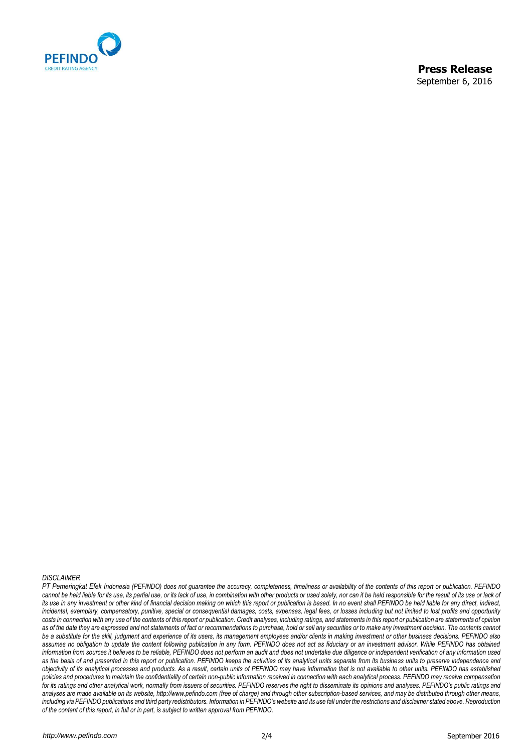*DISCLAIMER*

*PT Pemeringkat Efek Indonesia (PEFINDO) does not guarantee the accuracy, completeness, timeliness or availability of the contents of this report or publication. PEFINDO cannot be held liable for its use, its partial use, or its lack of use, in combination with other products or used solely, nor can it be held responsible for the result of its use or lack of its use in any investment or other kind of financial decision making on which this report or publication is based. In no event shall PEFINDO be held liable for any direct, indirect, incidental, exemplary, compensatory, punitive, special or consequential damages, costs, expenses, legal fees, or losses including but not limited to lost profits and opportunity costs in connection with any use of the contents of this report or publication. Credit analyses, including ratings, and statements in this report or publication are statements of opinion as of the date they are expressed and not statements of fact or recommendations to purchase, hold or sell any securities or to make any investment decision. The contents cannot be a substitute for the skill, judgment and experience of its users, its management employees and/or clients in making investment or other business decisions. PEFINDO also assumes no obligation to update the content following publication in any form. PEFINDO does not act as fiduciary or an investment advisor. While PEFINDO has obtained information from sources it believes to be reliable, PEFINDO does not perform an audit and does not undertake due diligence or independent verification of any information used as the basis of and presented in this report or publication. PEFINDO keeps the activities of its analytical units separate from its business units to preserve independence and objectivity of its analytical processes and products. As a result, certain units of PEFINDO may have information that is not available to other units. PEFINDO has established policies and procedures to maintain the confidentiality of certain non-public information received in connection with each analytical process. PEFINDO may receive compensation for its ratings and other analytical work, normally from issuers of securities. PEFINDO reserves the right to disseminate its opinions and analyses. PEFINDO's public ratings and analyses are made available on its website, http://www.pefindo.com (free of charge) and through other subscription-based services, and may be distributed through other means, including via PEFINDO publications and third party redistributors. Information in PEFINDO's website and its use fall under the restrictions and disclaimer stated above. Reproduction of the content of this report, in full or in part, is subject to written approval from PEFINDO.*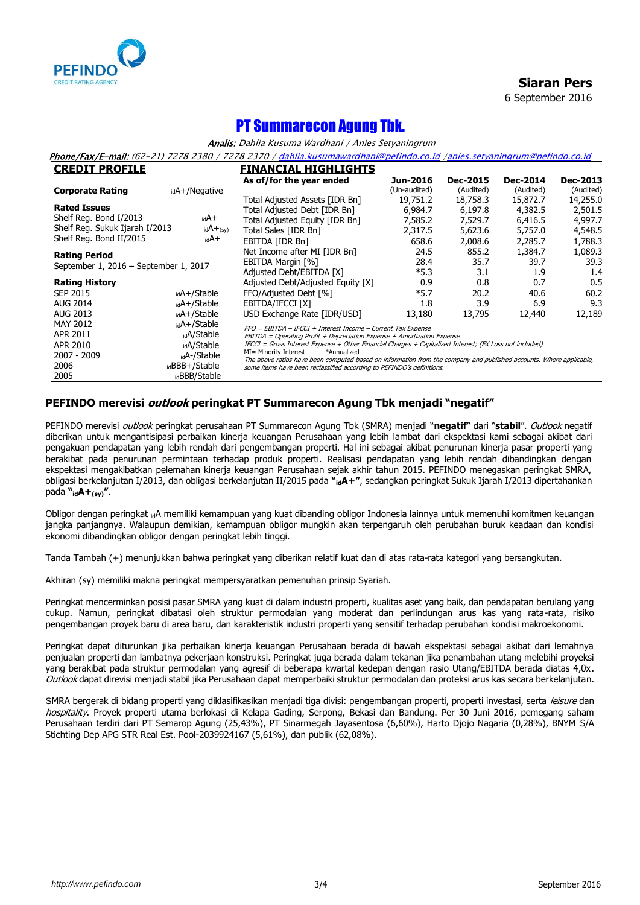**Siaran Pers**
6 September 2016

# PT Summarecon Agung Tbk.

*Analis:* Dahlia Kusuma Wardhani / Anies Setyaningrum

*Phone/Fax/E-mail:* (62-21) 7278 2380 / 7278 2370 / dahlia.kusumawardhani@pefindo.co.id /anies.setyaningrum@pefindo.co.id

## CREDIT PROFILE

| | |
|---|---|
| **Corporate Rating** | idA+/Negative |
| **Rated Issues** | |
| Shelf Reg. Bond I/2013 | idA+ |
| Shelf Reg. Sukuk Ijarah I/2013 | idA+(sy) |
| Shelf Reg. Bond II/2015 | idA+ |
| **Rating Period** | |
| September 1, 2016 – September 1, 2017 | |
| **Rating History** | |
| SEP 2015 | idA+/Stable |
| AUG 2014 | idA+/Stable |
| AUG 2013 | idA+/Stable |
| MAY 2012 | idA+/Stable |
| APR 2011 | idA/Stable |
| APR 2010 | idA/Stable |
| 2007 - 2009 | idA-/Stable |
| 2006 | idBBB+/Stable |
| 2005 | idBBB/Stable |

## FINANCIAL HIGHLIGHTS

| As of/for the year ended | Jun-2016 (Un-audited) | Dec-2015 (Audited) | Dec-2014 (Audited) | Dec-2013 (Audited) |
|---|---|---|---|---|
| Total Adjusted Assets [IDR Bn] | 19,751.2 | 18,758.3 | 15,872.7 | 14,255.0 |
| Total Adjusted Debt [IDR Bn] | 6,984.7 | 6,197.8 | 4,382.5 | 2,501.5 |
| Total Adjusted Equity [IDR Bn] | 7,585.2 | 7,529.7 | 6,416.5 | 4,997.7 |
| Total Sales [IDR Bn] | 2,317.5 | 5,623.6 | 5,757.0 | 4,548.5 |
| EBITDA [IDR Bn] | 658.6 | 2,008.6 | 2,285.7 | 1,788.3 |
| Net Income after MI [IDR Bn] | 24.5 | 855.2 | 1,384.7 | 1,089.3 |
| EBITDA Margin [%] | 28.4 | 35.7 | 39.7 | 39.3 |
| Adjusted Debt/EBITDA [X] | *5.3 | 3.1 | 1.9 | 1.4 |
| Adjusted Debt/Adjusted Equity [X] | 0.9 | 0.8 | 0.7 | 0.5 |
| FFO/Adjusted Debt [%] | *5.7 | 20.2 | 40.6 | 60.2 |
| EBITDA/IFCCI [X] | 1.8 | 3.9 | 6.9 | 9.3 |
| USD Exchange Rate [IDR/USD] | 13,180 | 13,795 | 12,440 | 12,189 |

*FFO = EBITDA – IFCCI + Interest Income – Current Tax Expense*
*EBITDA = Operating Profit + Depreciation Expense + Amortization Expense*
*IFCCI = Gross Interest Expense + Other Financial Charges + Capitalized Interest; (FX Loss not included)*
MI= Minority Interest *Annualized
*The above ratios have been computed based on information from the company and published accounts. Where applicable, some items have been reclassified according to PEFINDO's definitions.*

## PEFINDO merevisi *outlook* peringkat PT Summarecon Agung Tbk menjadi "negatif"

PEFINDO merevisi *outlook* peringkat perusahaan PT Summarecon Agung Tbk (SMRA) menjadi "**negatif**" dari "**stabil**". *Outlook* negatif diberikan untuk mengantisipasi perbaikan kinerja keuangan Perusahaan yang lebih lambat dari ekspektasi kami sebagai akibat dari pengakuan pendapatan yang lebih rendah dari pengembangan properti. Hal ini sebagai akibat penurunan kinerja pasar properti yang berakibat pada penurunan permintaan terhadap produk properti. Realisasi pendapatan yang lebih rendah dibandingkan dengan ekspektasi mengakibatkan pelemahan kinerja keuangan Perusahaan sejak akhir tahun 2015. PEFINDO menegaskan peringkat SMRA, obligasi berkelanjutan I/2013, dan obligasi berkelanjutan II/2015 pada **"idA+"**, sedangkan peringkat Sukuk Ijarah I/2013 dipertahankan pada **"idA+(sy)"**.

Obligor dengan peringkat idA memiliki kemampuan yang kuat dibanding obligor Indonesia lainnya untuk memenuhi komitmen keuangan jangka panjangnya. Walaupun demikian, kemampuan obligor mungkin akan terpengaruh oleh perubahan buruk keadaan dan kondisi ekonomi dibandingkan obligor dengan peringkat lebih tinggi.

Tanda Tambah (+) menunjukkan bahwa peringkat yang diberikan relatif kuat dan di atas rata-rata kategori yang bersangkutan.

Akhiran (sy) memiliki makna peringkat mempersyaratkan pemenuhan prinsip Syariah.

Peringkat mencerminkan posisi pasar SMRA yang kuat di dalam industri properti, kualitas aset yang baik, dan pendapatan berulang yang cukup. Namun, peringkat dibatasi oleh struktur permodalan yang moderat dan perlindungan arus kas yang rata-rata, risiko pengembangan proyek baru di area baru, dan karakteristik industri properti yang sensitif terhadap perubahan kondisi makroekonomi.

Peringkat dapat diturunkan jika perbaikan kinerja keuangan Perusahaan berada di bawah ekspektasi sebagai akibat dari lemahnya penjualan properti dan lambatnya pekerjaan konstruksi. Peringkat juga berada dalam tekanan jika penambahan utang melebihi proyeksi yang berakibat pada struktur permodalan yang agresif di beberapa kwartal kedepan dengan rasio Utang/EBITDA berada diatas 4,0x. *Outlook* dapat direvisi menjadi stabil jika Perusahaan dapat memperbaiki struktur permodalan dan proteksi arus kas secara berkelanjutan.

SMRA bergerak di bidang properti yang diklasifikasikan menjadi tiga divisi: pengembangan properti, properti investasi, serta *leisure* dan *hospitality*. Proyek properti utama berlokasi di Kelapa Gading, Serpong, Bekasi dan Bandung. Per 30 Juni 2016, pemegang saham Perusahaan terdiri dari PT Semarop Agung (25,43%), PT Sinarmegah Jayasentosa (6,60%), Harto Djojo Nagaria (0,28%), BNYM S/A Stichting Dep APG STR Real Est. Pool-2039924167 (5,61%), dan publik (62,08%).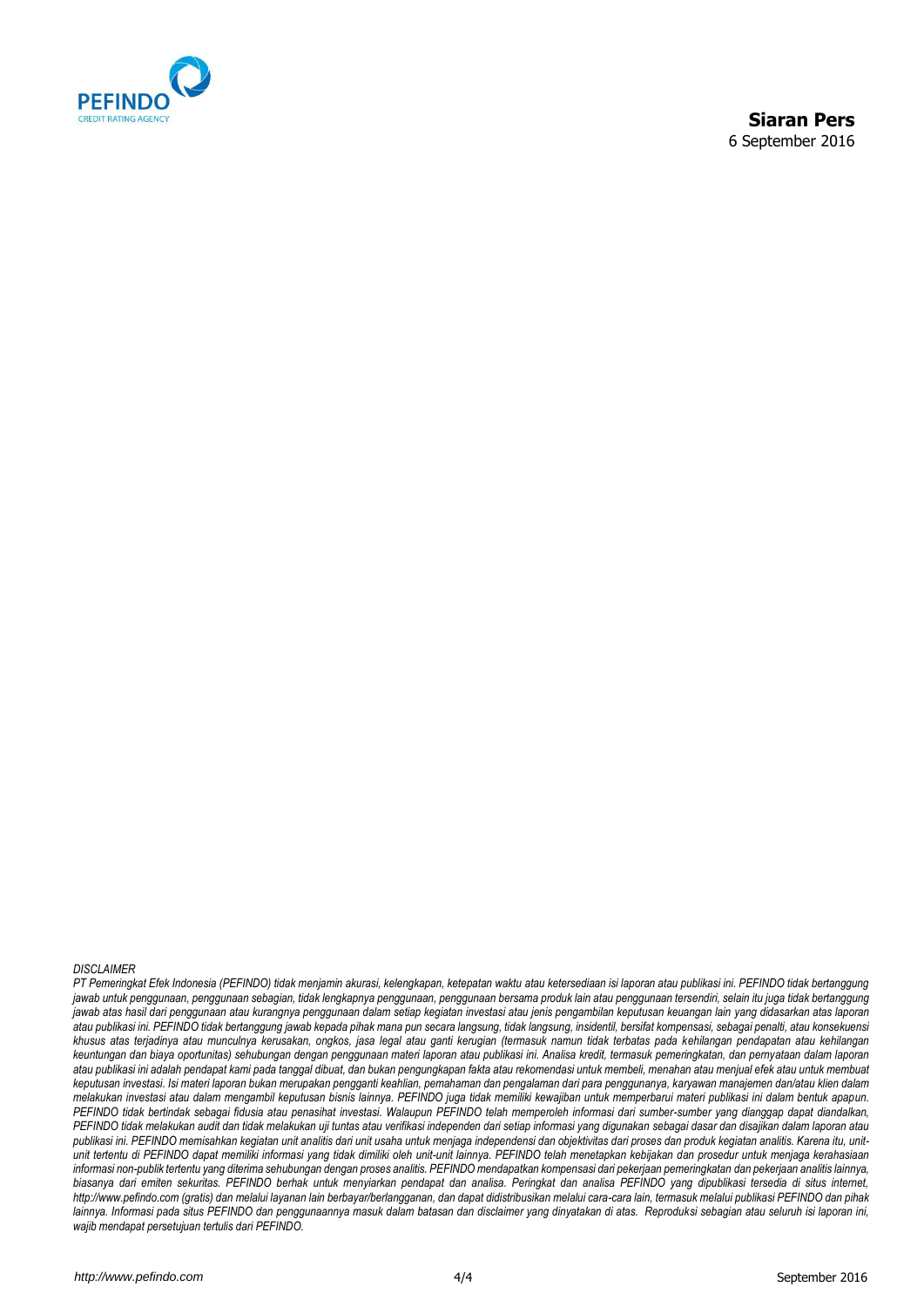**Siaran Pers**
6 September 2016

*DISCLAIMER*

*PT Pemeringkat Efek Indonesia (PEFINDO) tidak menjamin akurasi, kelengkapan, ketepatan waktu atau ketersediaan isi laporan atau publikasi ini. PEFINDO tidak bertanggung jawab untuk penggunaan, penggunaan sebagian, tidak lengkapnya penggunaan, penggunaan bersama produk lain atau penggunaan tersendiri, selain itu juga tidak bertanggung jawab atas hasil dari penggunaan atau kurangnya penggunaan dalam setiap kegiatan investasi atau jenis pengambilan keputusan keuangan lain yang didasarkan atas laporan atau publikasi ini. PEFINDO tidak bertanggung jawab kepada pihak mana pun secara langsung, tidak langsung, insidentil, bersifat kompensasi, sebagai penalti, atau konsekuensi khusus atas terjadinya atau munculnya kerusakan, ongkos, jasa legal atau ganti kerugian (termasuk namun tidak terbatas pada kehilangan pendapatan atau kehilangan keuntungan dan biaya oportunitas) sehubungan dengan penggunaan materi laporan atau publikasi ini. Analisa kredit, termasuk pemeringkatan, dan pernyataan dalam laporan atau publikasi ini adalah pendapat kami pada tanggal dibuat, dan bukan pengungkapan fakta atau rekomendasi untuk membeli, menahan atau menjual efek atau untuk membuat keputusan investasi. Isi materi laporan bukan merupakan pengganti keahlian, pemahaman dan pengalaman dari para penggunanya, karyawan manajemen dan/atau klien dalam melakukan investasi atau dalam mengambil keputusan bisnis lainnya. PEFINDO juga tidak memiliki kewajiban untuk memperbarui materi publikasi ini dalam bentuk apapun. PEFINDO tidak bertindak sebagai fidusia atau penasihat investasi. Walaupun PEFINDO telah memperoleh informasi dari sumber-sumber yang dianggap dapat diandalkan, PEFINDO tidak melakukan audit dan tidak melakukan uji tuntas atau verifikasi independen dari setiap informasi yang digunakan sebagai dasar dan disajikan dalam laporan atau publikasi ini. PEFINDO memisahkan kegiatan unit analitis dari unit usaha untuk menjaga independensi dan objektivitas dari proses dan produk kegiatan analitis. Karena itu, unit-unit tertentu di PEFINDO dapat memiliki informasi yang tidak dimiliki oleh unit-unit lainnya. PEFINDO telah menetapkan kebijakan dan prosedur untuk menjaga kerahasiaan informasi non-publik tertentu yang diterima sehubungan dengan proses analitis. PEFINDO mendapatkan kompensasi dari pekerjaan pemeringkatan dan pekerjaan analitis lainnya, biasanya dari emiten sekuritas. PEFINDO berhak untuk menyiarkan pendapat dan analisa. Peringkat dan analisa PEFINDO yang dipublikasi tersedia di situs internet, http://www.pefindo.com (gratis) dan melalui layanan lain berbayar/berlangganan, dan dapat didistribusikan melalui cara-cara lain, termasuk melalui publikasi PEFINDO dan pihak lainnya. Informasi pada situs PEFINDO dan penggunaannya masuk dalam batasan dan disclaimer yang dinyatakan di atas. Reproduksi sebagian atau seluruh isi laporan ini, wajib mendapat persetujuan tertulis dari PEFINDO.*